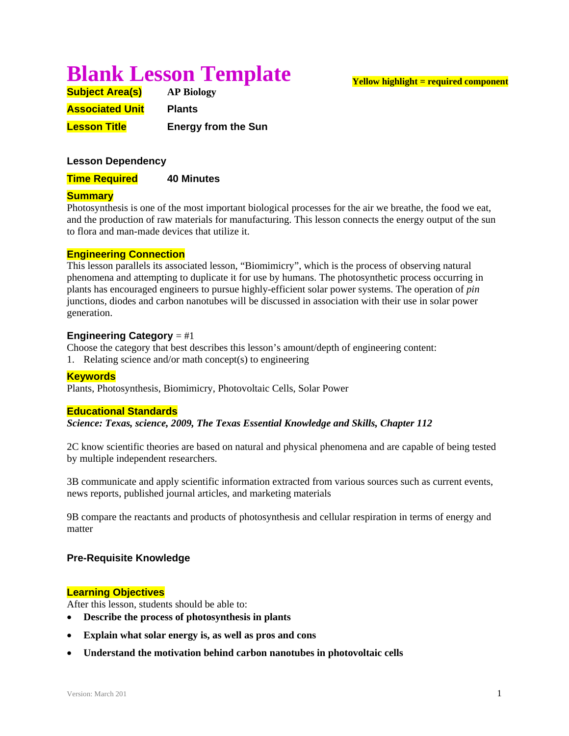# Blank Lesson Template

**Yellow highlight = required component**

**Subject Area(s)** **AP Biology**

**Associated Unit** **Plants**

**Lesson Title** **Energy from the Sun**

**Lesson Dependency**

**Time Required** **40 Minutes**

**Summary**

Photosynthesis is one of the most important biological processes for the air we breathe, the food we eat, and the production of raw materials for manufacturing. This lesson connects the energy output of the sun to flora and man-made devices that utilize it.

**Engineering Connection**

This lesson parallels its associated lesson, "Biomimicry", which is the process of observing natural phenomena and attempting to duplicate it for use by humans. The photosynthetic process occurring in plants has encouraged engineers to pursue highly-efficient solar power systems. The operation of *pin* junctions, diodes and carbon nanotubes will be discussed in association with their use in solar power generation.

**Engineering Category** = #1

Choose the category that best describes this lesson's amount/depth of engineering content:

1. Relating science and/or math concept(s) to engineering

**Keywords**

Plants, Photosynthesis, Biomimicry, Photovoltaic Cells, Solar Power

**Educational Standards**

***Science: Texas, science, 2009, The Texas Essential Knowledge and Skills, Chapter 112***

2C know scientific theories are based on natural and physical phenomena and are capable of being tested by multiple independent researchers.

3B communicate and apply scientific information extracted from various sources such as current events, news reports, published journal articles, and marketing materials

9B compare the reactants and products of photosynthesis and cellular respiration in terms of energy and matter

**Pre-Requisite Knowledge**

**Learning Objectives**

After this lesson, students should be able to:

- **Describe the process of photosynthesis in plants**
- **Explain what solar energy is, as well as pros and cons**
- **Understand the motivation behind carbon nanotubes in photovoltaic cells**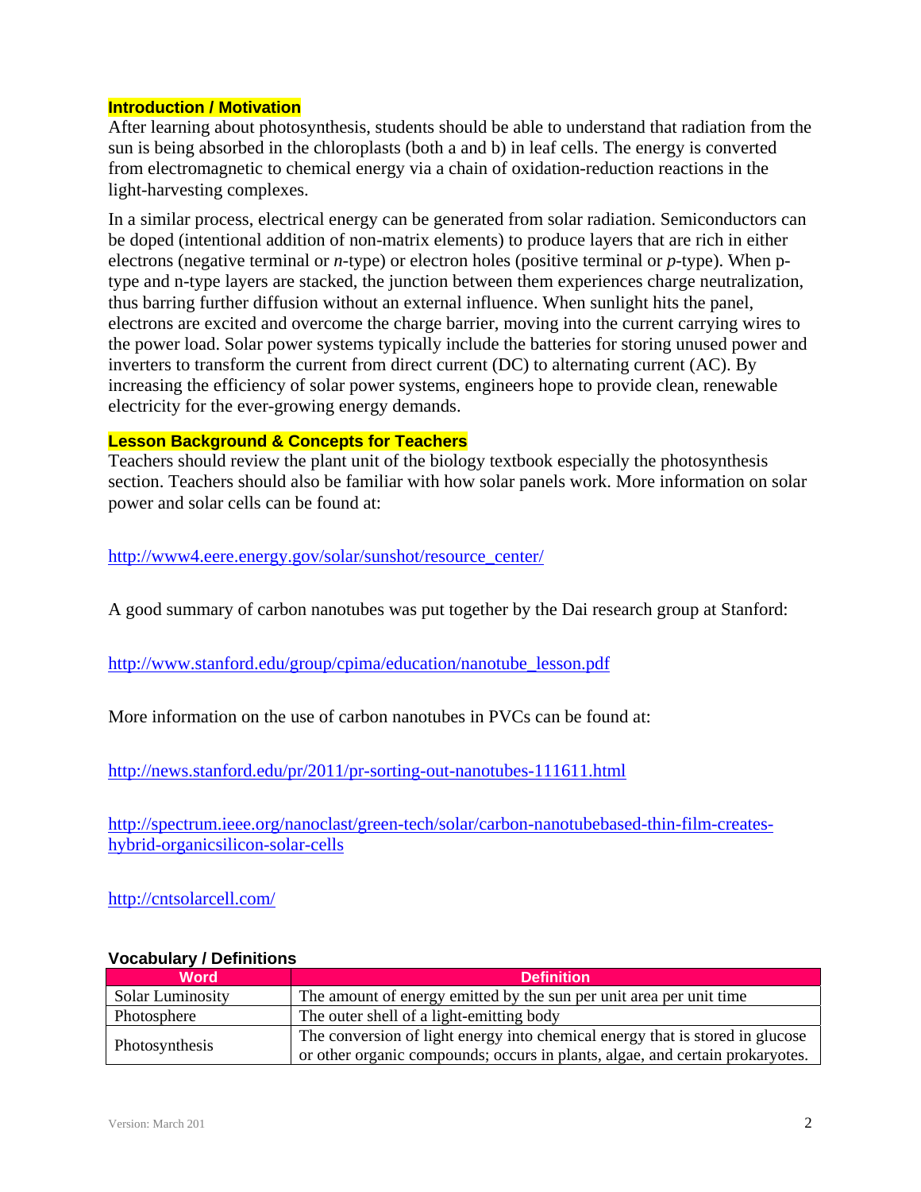## Introduction / Motivation

After learning about photosynthesis, students should be able to understand that radiation from the sun is being absorbed in the chloroplasts (both a and b) in leaf cells. The energy is converted from electromagnetic to chemical energy via a chain of oxidation-reduction reactions in the light-harvesting complexes.

In a similar process, electrical energy can be generated from solar radiation. Semiconductors can be doped (intentional addition of non-matrix elements) to produce layers that are rich in either electrons (negative terminal or *n*-type) or electron holes (positive terminal or *p*-type). When p-type and n-type layers are stacked, the junction between them experiences charge neutralization, thus barring further diffusion without an external influence. When sunlight hits the panel, electrons are excited and overcome the charge barrier, moving into the current carrying wires to the power load. Solar power systems typically include the batteries for storing unused power and inverters to transform the current from direct current (DC) to alternating current (AC). By increasing the efficiency of solar power systems, engineers hope to provide clean, renewable electricity for the ever-growing energy demands.

## Lesson Background & Concepts for Teachers

Teachers should review the plant unit of the biology textbook especially the photosynthesis section. Teachers should also be familiar with how solar panels work. More information on solar power and solar cells can be found at:

http://www4.eere.energy.gov/solar/sunshot/resource_center/

A good summary of carbon nanotubes was put together by the Dai research group at Stanford:

http://www.stanford.edu/group/cpima/education/nanotube_lesson.pdf

More information on the use of carbon nanotubes in PVCs can be found at:

http://news.stanford.edu/pr/2011/pr-sorting-out-nanotubes-111611.html

http://spectrum.ieee.org/nanoclast/green-tech/solar/carbon-nanotubebased-thin-film-creates-hybrid-organicsilicon-solar-cells

http://cntsolarcell.com/

### Vocabulary / Definitions

| Word | Definition |
|---|---|
| Solar Luminosity | The amount of energy emitted by the sun per unit area per unit time |
| Photosphere | The outer shell of a light-emitting body |
| Photosynthesis | The conversion of light energy into chemical energy that is stored in glucose or other organic compounds; occurs in plants, algae, and certain prokaryotes. |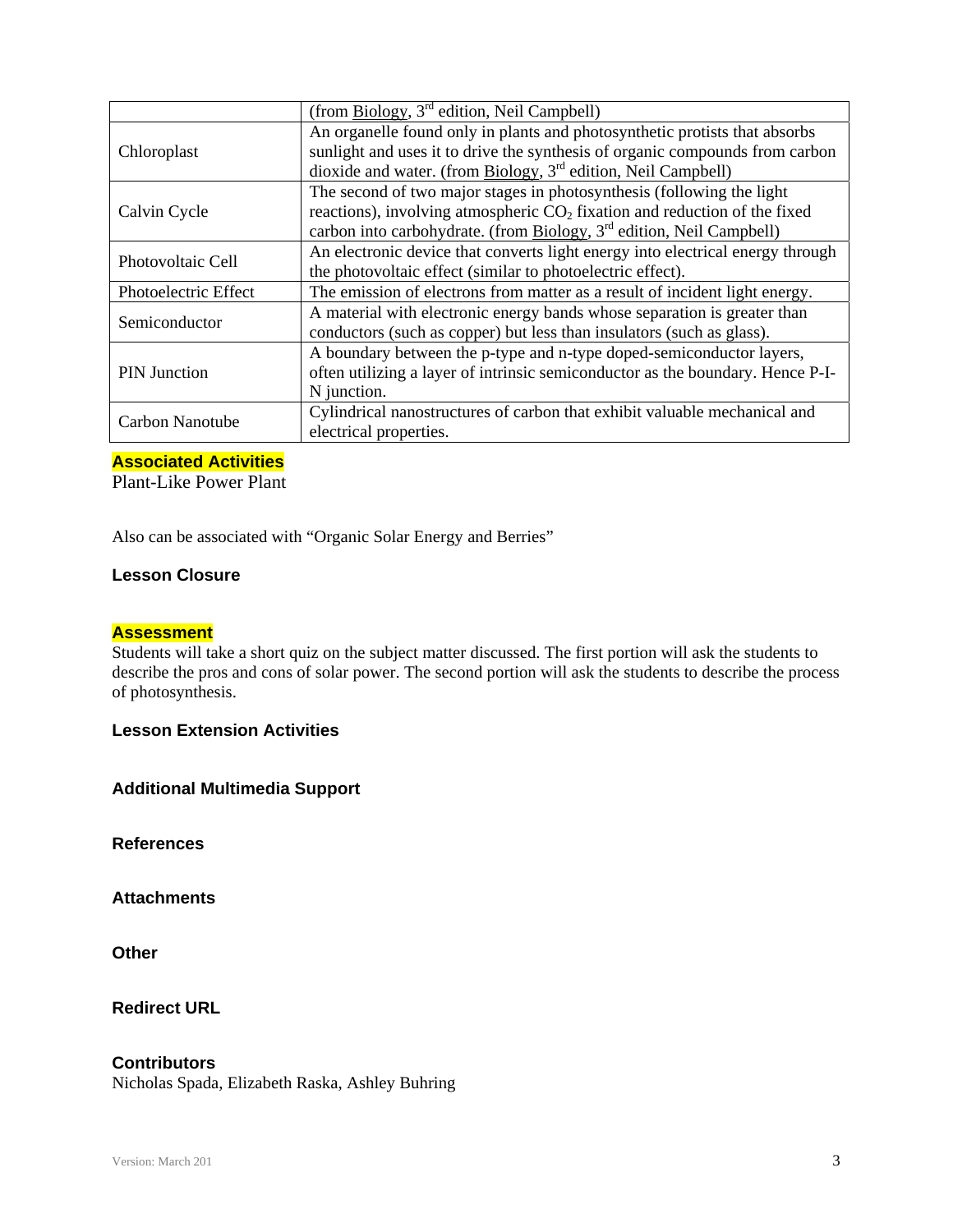| | |
|---|---|
| | (from Biology, 3rd edition, Neil Campbell) |
| Chloroplast | An organelle found only in plants and photosynthetic protists that absorbs sunlight and uses it to drive the synthesis of organic compounds from carbon dioxide and water. (from Biology, 3rd edition, Neil Campbell) |
| Calvin Cycle | The second of two major stages in photosynthesis (following the light reactions), involving atmospheric $CO_2$ fixation and reduction of the fixed carbon into carbohydrate. (from Biology, 3rd edition, Neil Campbell) |
| Photovoltaic Cell | An electronic device that converts light energy into electrical energy through the photovoltaic effect (similar to photoelectric effect). |
| Photoelectric Effect | The emission of electrons from matter as a result of incident light energy. |
| Semiconductor | A material with electronic energy bands whose separation is greater than conductors (such as copper) but less than insulators (such as glass). |
| PIN Junction | A boundary between the p-type and n-type doped-semiconductor layers, often utilizing a layer of intrinsic semiconductor as the boundary. Hence P-I-N junction. |
| Carbon Nanotube | Cylindrical nanostructures of carbon that exhibit valuable mechanical and electrical properties. |

### Associated Activities

Plant-Like Power Plant

Also can be associated with "Organic Solar Energy and Berries"

### Lesson Closure

### Assessment

Students will take a short quiz on the subject matter discussed. The first portion will ask the students to describe the pros and cons of solar power. The second portion will ask the students to describe the process of photosynthesis.

### Lesson Extension Activities

### Additional Multimedia Support

### References

### Attachments

### Other

### Redirect URL

### Contributors

Nicholas Spada, Elizabeth Raska, Ashley Buhring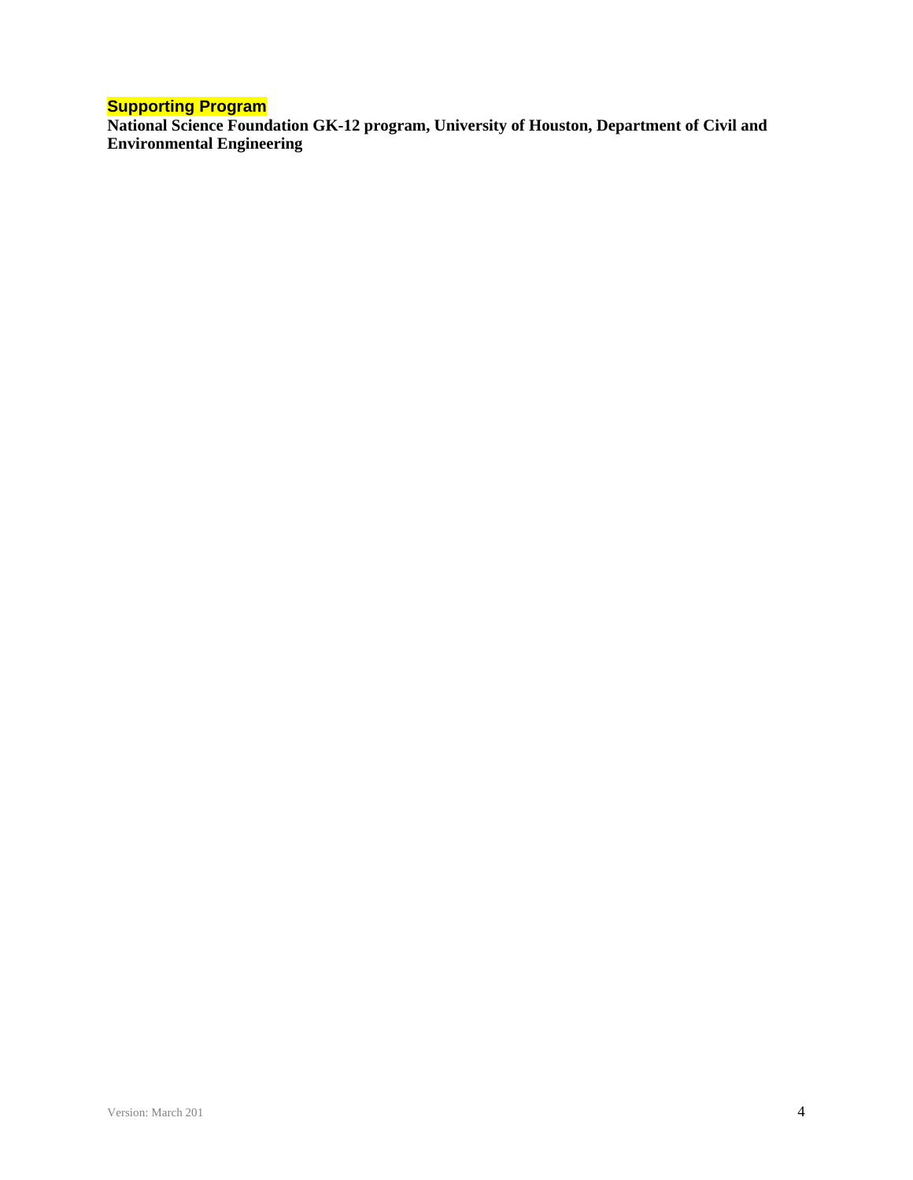## Supporting Program

**National Science Foundation GK-12 program, University of Houston, Department of Civil and Environmental Engineering**